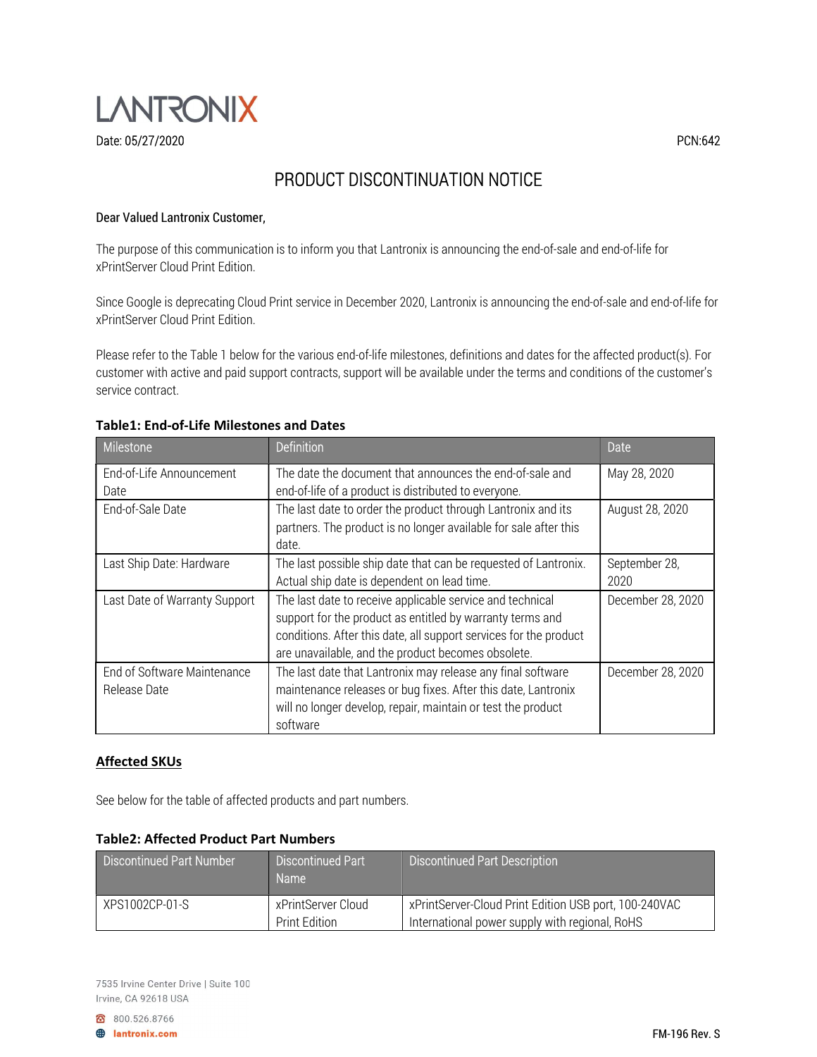LANTRONIX

Date: 05/27/2020 PCN:642

# PRODUCT DISCONTINUATION NOTICE

**Dear Valued Lantronix Customer,**

The purpose of this communication is to inform you that Lantronix is announcing the end-of-sale and end-of-life for xPrintServer Cloud Print Edition.

Since Google is deprecating Cloud Print service in December 2020, Lantronix is announcing the end-of-sale and end-of-life for xPrintServer Cloud Print Edition.

Please refer to the Table 1 below for the various end-of-life milestones, definitions and dates for the affected product(s). For customer with active and paid support contracts, support will be available under the terms and conditions of the customer's service contract.

**Table1: End-of-Life Milestones and Dates**

| Milestone | Definition | Date |
|---|---|---|
| End-of-Life Announcement Date | The date the document that announces the end-of-sale and end-of-life of a product is distributed to everyone. | May 28, 2020 |
| End-of-Sale Date | The last date to order the product through Lantronix and its partners. The product is no longer available for sale after this date. | August 28, 2020 |
| Last Ship Date: Hardware | The last possible ship date that can be requested of Lantronix. Actual ship date is dependent on lead time. | September 28, 2020 |
| Last Date of Warranty Support | The last date to receive applicable service and technical support for the product as entitled by warranty terms and conditions. After this date, all support services for the product are unavailable, and the product becomes obsolete. | December 28, 2020 |
| End of Software Maintenance Release Date | The last date that Lantronix may release any final software maintenance releases or bug fixes. After this date, Lantronix will no longer develop, repair, maintain or test the product software | December 28, 2020 |

## Affected SKUs

See below for the table of affected products and part numbers.

**Table2: Affected Product Part Numbers**

| Discontinued Part Number | Discontinued Part Name | Discontinued Part Description |
|---|---|---|
| XPS1002CP-01-S | xPrintServer Cloud Print Edition | xPrintServer-Cloud Print Edition USB port, 100-240VAC International power supply with regional, RoHS |

7535 Irvine Center Drive | Suite 100
Irvine, CA 92618 USA

800.526.8766

lantronix.com

FM-196 Rev. S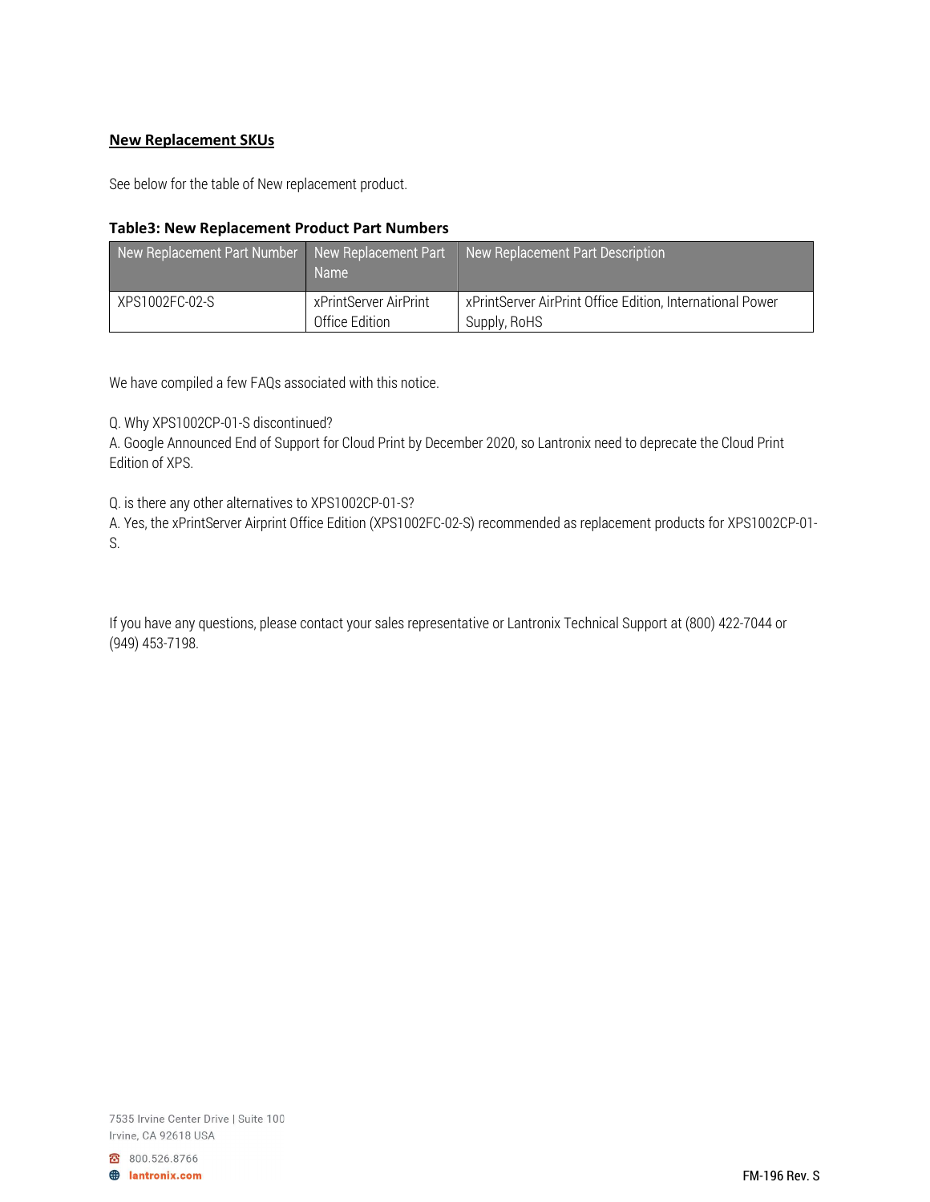## New Replacement SKUs

See below for the table of New replacement product.

**Table3: New Replacement Product Part Numbers**

| New Replacement Part Number | New Replacement Part Name | New Replacement Part Description |
|---|---|---|
| XPS1002FC-02-S | xPrintServer AirPrint Office Edition | xPrintServer AirPrint Office Edition, International Power Supply, RoHS |

We have compiled a few FAQs associated with this notice.

Q. Why XPS1002CP-01-S discontinued?
A. Google Announced End of Support for Cloud Print by December 2020, so Lantronix need to deprecate the Cloud Print Edition of XPS.

Q. is there any other alternatives to XPS1002CP-01-S?
A. Yes, the xPrintServer Airprint Office Edition (XPS1002FC-02-S) recommended as replacement products for XPS1002CP-01-S.

If you have any questions, please contact your sales representative or Lantronix Technical Support at (800) 422-7044 or (949) 453-7198.

7535 Irvine Center Drive | Suite 100
Irvine, CA 92618 USA

800.526.8766
lantronix.com

FM-196 Rev. S